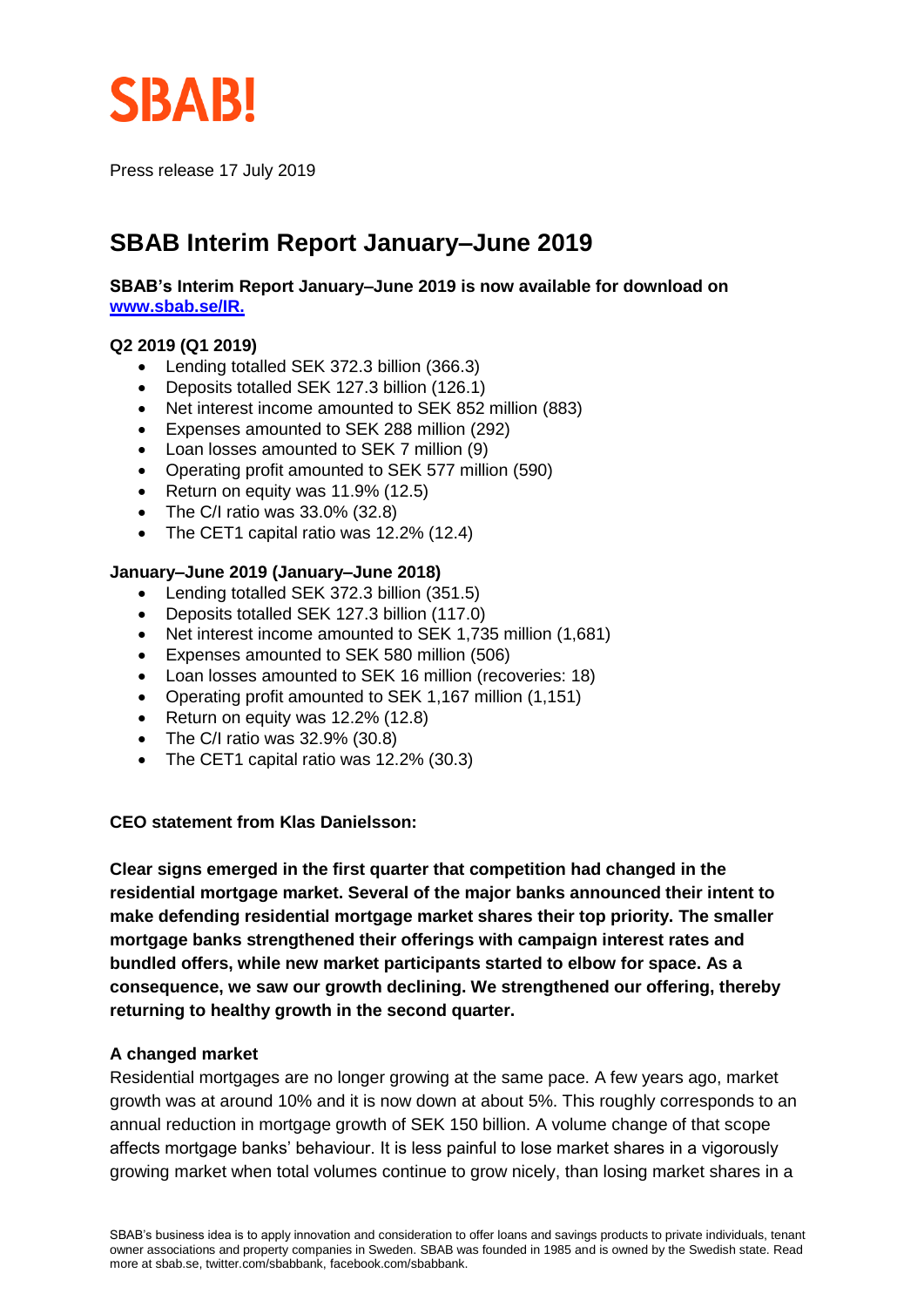SBAB!

Press release 17 July 2019

# SBAB Interim Report January–June 2019

**SBAB's Interim Report January–June 2019 is now available for download on [www.sbab.se/IR.](www.sbab.se/IR)**

**Q2 2019 (Q1 2019)**

- Lending totalled SEK 372.3 billion (366.3)
- Deposits totalled SEK 127.3 billion (126.1)
- Net interest income amounted to SEK 852 million (883)
- Expenses amounted to SEK 288 million (292)
- Loan losses amounted to SEK 7 million (9)
- Operating profit amounted to SEK 577 million (590)
- Return on equity was 11.9% (12.5)
- The C/I ratio was 33.0% (32.8)
- The CET1 capital ratio was 12.2% (12.4)

**January–June 2019 (January–June 2018)**

- Lending totalled SEK 372.3 billion (351.5)
- Deposits totalled SEK 127.3 billion (117.0)
- Net interest income amounted to SEK 1,735 million (1,681)
- Expenses amounted to SEK 580 million (506)
- Loan losses amounted to SEK 16 million (recoveries: 18)
- Operating profit amounted to SEK 1,167 million (1,151)
- Return on equity was 12.2% (12.8)
- The C/I ratio was 32.9% (30.8)
- The CET1 capital ratio was 12.2% (30.3)

**CEO statement from Klas Danielsson:**

**Clear signs emerged in the first quarter that competition had changed in the residential mortgage market. Several of the major banks announced their intent to make defending residential mortgage market shares their top priority. The smaller mortgage banks strengthened their offerings with campaign interest rates and bundled offers, while new market participants started to elbow for space. As a consequence, we saw our growth declining. We strengthened our offering, thereby returning to healthy growth in the second quarter.**

**A changed market**

Residential mortgages are no longer growing at the same pace. A few years ago, market growth was at around 10% and it is now down at about 5%. This roughly corresponds to an annual reduction in mortgage growth of SEK 150 billion. A volume change of that scope affects mortgage banks' behaviour. It is less painful to lose market shares in a vigorously growing market when total volumes continue to grow nicely, than losing market shares in a

SBAB's business idea is to apply innovation and consideration to offer loans and savings products to private individuals, tenant owner associations and property companies in Sweden. SBAB was founded in 1985 and is owned by the Swedish state. Read more at sbab.se, twitter.com/sbabbank, facebook.com/sbabbank.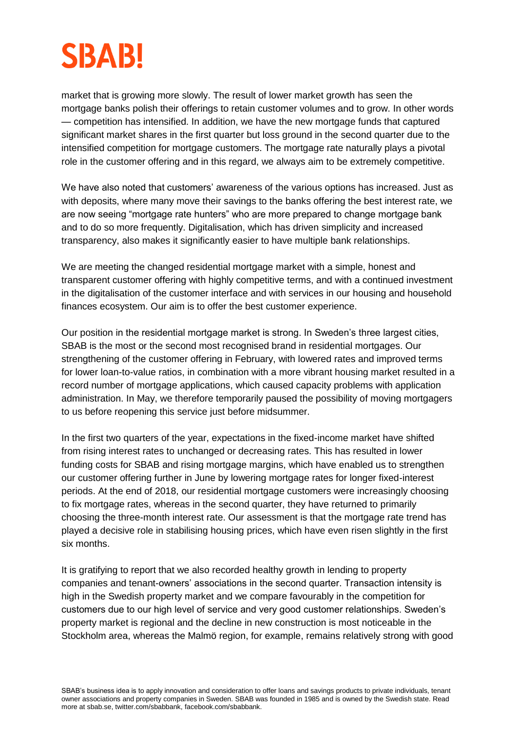market that is growing more slowly. The result of lower market growth has seen the mortgage banks polish their offerings to retain customer volumes and to grow. In other words — competition has intensified. In addition, we have the new mortgage funds that captured significant market shares in the first quarter but loss ground in the second quarter due to the intensified competition for mortgage customers. The mortgage rate naturally plays a pivotal role in the customer offering and in this regard, we always aim to be extremely competitive.

We have also noted that customers' awareness of the various options has increased. Just as with deposits, where many move their savings to the banks offering the best interest rate, we are now seeing "mortgage rate hunters" who are more prepared to change mortgage bank and to do so more frequently. Digitalisation, which has driven simplicity and increased transparency, also makes it significantly easier to have multiple bank relationships.

We are meeting the changed residential mortgage market with a simple, honest and transparent customer offering with highly competitive terms, and with a continued investment in the digitalisation of the customer interface and with services in our housing and household finances ecosystem. Our aim is to offer the best customer experience.

Our position in the residential mortgage market is strong. In Sweden's three largest cities, SBAB is the most or the second most recognised brand in residential mortgages. Our strengthening of the customer offering in February, with lowered rates and improved terms for lower loan-to-value ratios, in combination with a more vibrant housing market resulted in a record number of mortgage applications, which caused capacity problems with application administration. In May, we therefore temporarily paused the possibility of moving mortgagers to us before reopening this service just before midsummer.

In the first two quarters of the year, expectations in the fixed-income market have shifted from rising interest rates to unchanged or decreasing rates. This has resulted in lower funding costs for SBAB and rising mortgage margins, which have enabled us to strengthen our customer offering further in June by lowering mortgage rates for longer fixed-interest periods. At the end of 2018, our residential mortgage customers were increasingly choosing to fix mortgage rates, whereas in the second quarter, they have returned to primarily choosing the three-month interest rate. Our assessment is that the mortgage rate trend has played a decisive role in stabilising housing prices, which have even risen slightly in the first six months.

It is gratifying to report that we also recorded healthy growth in lending to property companies and tenant-owners' associations in the second quarter. Transaction intensity is high in the Swedish property market and we compare favourably in the competition for customers due to our high level of service and very good customer relationships. Sweden's property market is regional and the decline in new construction is most noticeable in the Stockholm area, whereas the Malmö region, for example, remains relatively strong with good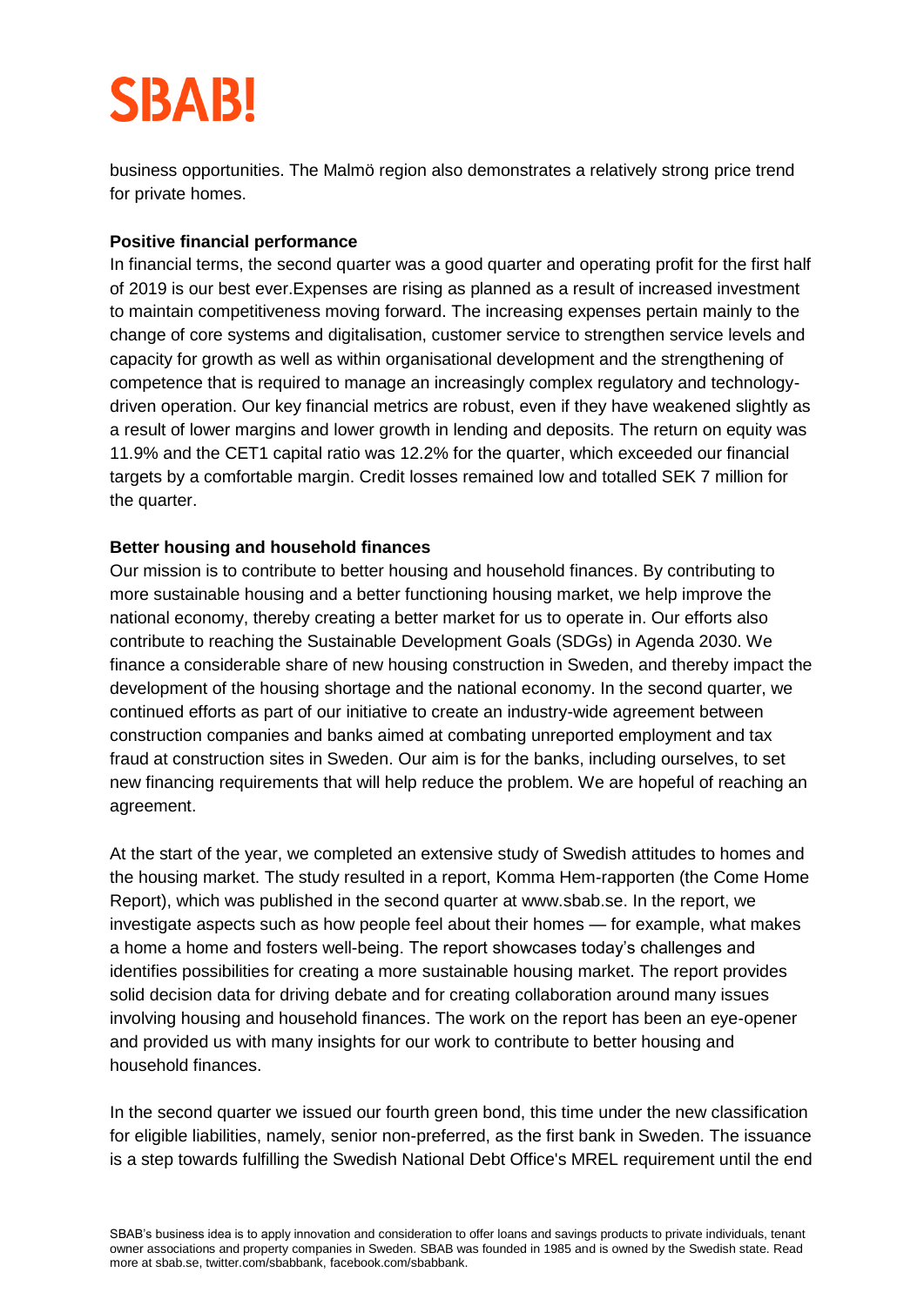business opportunities. The Malmö region also demonstrates a relatively strong price trend for private homes.

**Positive financial performance**

In financial terms, the second quarter was a good quarter and operating profit for the first half of 2019 is our best ever.Expenses are rising as planned as a result of increased investment to maintain competitiveness moving forward. The increasing expenses pertain mainly to the change of core systems and digitalisation, customer service to strengthen service levels and capacity for growth as well as within organisational development and the strengthening of competence that is required to manage an increasingly complex regulatory and technology-driven operation. Our key financial metrics are robust, even if they have weakened slightly as a result of lower margins and lower growth in lending and deposits. The return on equity was 11.9% and the CET1 capital ratio was 12.2% for the quarter, which exceeded our financial targets by a comfortable margin. Credit losses remained low and totalled SEK 7 million for the quarter.

**Better housing and household finances**

Our mission is to contribute to better housing and household finances. By contributing to more sustainable housing and a better functioning housing market, we help improve the national economy, thereby creating a better market for us to operate in. Our efforts also contribute to reaching the Sustainable Development Goals (SDGs) in Agenda 2030. We finance a considerable share of new housing construction in Sweden, and thereby impact the development of the housing shortage and the national economy. In the second quarter, we continued efforts as part of our initiative to create an industry-wide agreement between construction companies and banks aimed at combating unreported employment and tax fraud at construction sites in Sweden. Our aim is for the banks, including ourselves, to set new financing requirements that will help reduce the problem. We are hopeful of reaching an agreement.

At the start of the year, we completed an extensive study of Swedish attitudes to homes and the housing market. The study resulted in a report, Komma Hem-rapporten (the Come Home Report), which was published in the second quarter at www.sbab.se. In the report, we investigate aspects such as how people feel about their homes — for example, what makes a home a home and fosters well-being. The report showcases today's challenges and identifies possibilities for creating a more sustainable housing market. The report provides solid decision data for driving debate and for creating collaboration around many issues involving housing and household finances. The work on the report has been an eye-opener and provided us with many insights for our work to contribute to better housing and household finances.

In the second quarter we issued our fourth green bond, this time under the new classification for eligible liabilities, namely, senior non-preferred, as the first bank in Sweden. The issuance is a step towards fulfilling the Swedish National Debt Office's MREL requirement until the end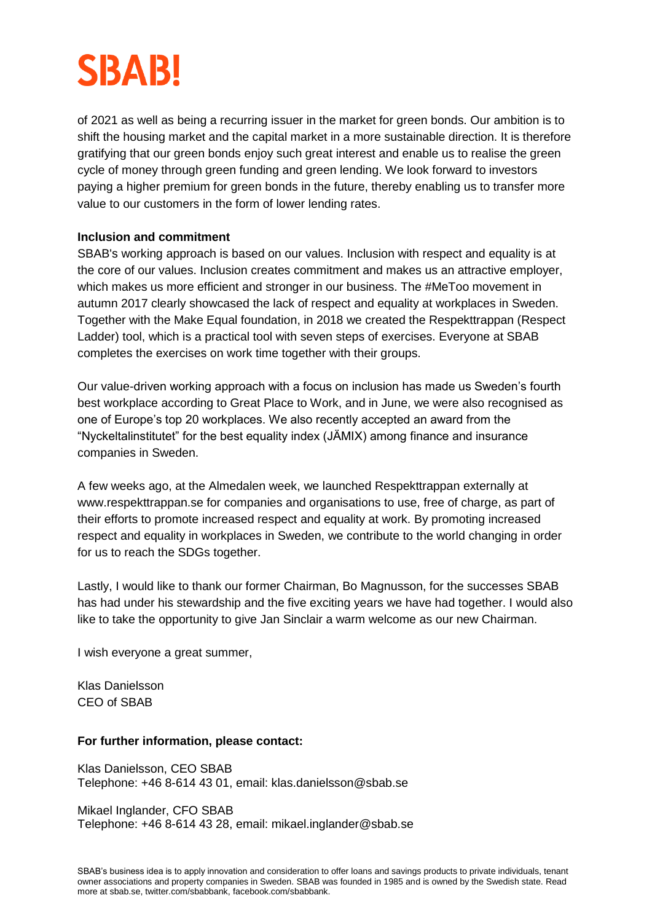of 2021 as well as being a recurring issuer in the market for green bonds. Our ambition is to shift the housing market and the capital market in a more sustainable direction. It is therefore gratifying that our green bonds enjoy such great interest and enable us to realise the green cycle of money through green funding and green lending. We look forward to investors paying a higher premium for green bonds in the future, thereby enabling us to transfer more value to our customers in the form of lower lending rates.

**Inclusion and commitment**

SBAB's working approach is based on our values. Inclusion with respect and equality is at the core of our values. Inclusion creates commitment and makes us an attractive employer, which makes us more efficient and stronger in our business. The #MeToo movement in autumn 2017 clearly showcased the lack of respect and equality at workplaces in Sweden. Together with the Make Equal foundation, in 2018 we created the Respekttrappan (Respect Ladder) tool, which is a practical tool with seven steps of exercises. Everyone at SBAB completes the exercises on work time together with their groups.

Our value-driven working approach with a focus on inclusion has made us Sweden's fourth best workplace according to Great Place to Work, and in June, we were also recognised as one of Europe's top 20 workplaces. We also recently accepted an award from the "Nyckeltalinstitutet" for the best equality index (JÄMIX) among finance and insurance companies in Sweden.

A few weeks ago, at the Almedalen week, we launched Respekttrappan externally at www.respekttrappan.se for companies and organisations to use, free of charge, as part of their efforts to promote increased respect and equality at work. By promoting increased respect and equality in workplaces in Sweden, we contribute to the world changing in order for us to reach the SDGs together.

Lastly, I would like to thank our former Chairman, Bo Magnusson, for the successes SBAB has had under his stewardship and the five exciting years we have had together. I would also like to take the opportunity to give Jan Sinclair a warm welcome as our new Chairman.

I wish everyone a great summer,

Klas Danielsson
CEO of SBAB

**For further information, please contact:**

Klas Danielsson, CEO SBAB
Telephone: +46 8-614 43 01, email: klas.danielsson@sbab.se

Mikael Inglander, CFO SBAB
Telephone: +46 8-614 43 28, email: mikael.inglander@sbab.se

SBAB's business idea is to apply innovation and consideration to offer loans and savings products to private individuals, tenant owner associations and property companies in Sweden. SBAB was founded in 1985 and is owned by the Swedish state. Read more at sbab.se, twitter.com/sbabbank, facebook.com/sbabbank.